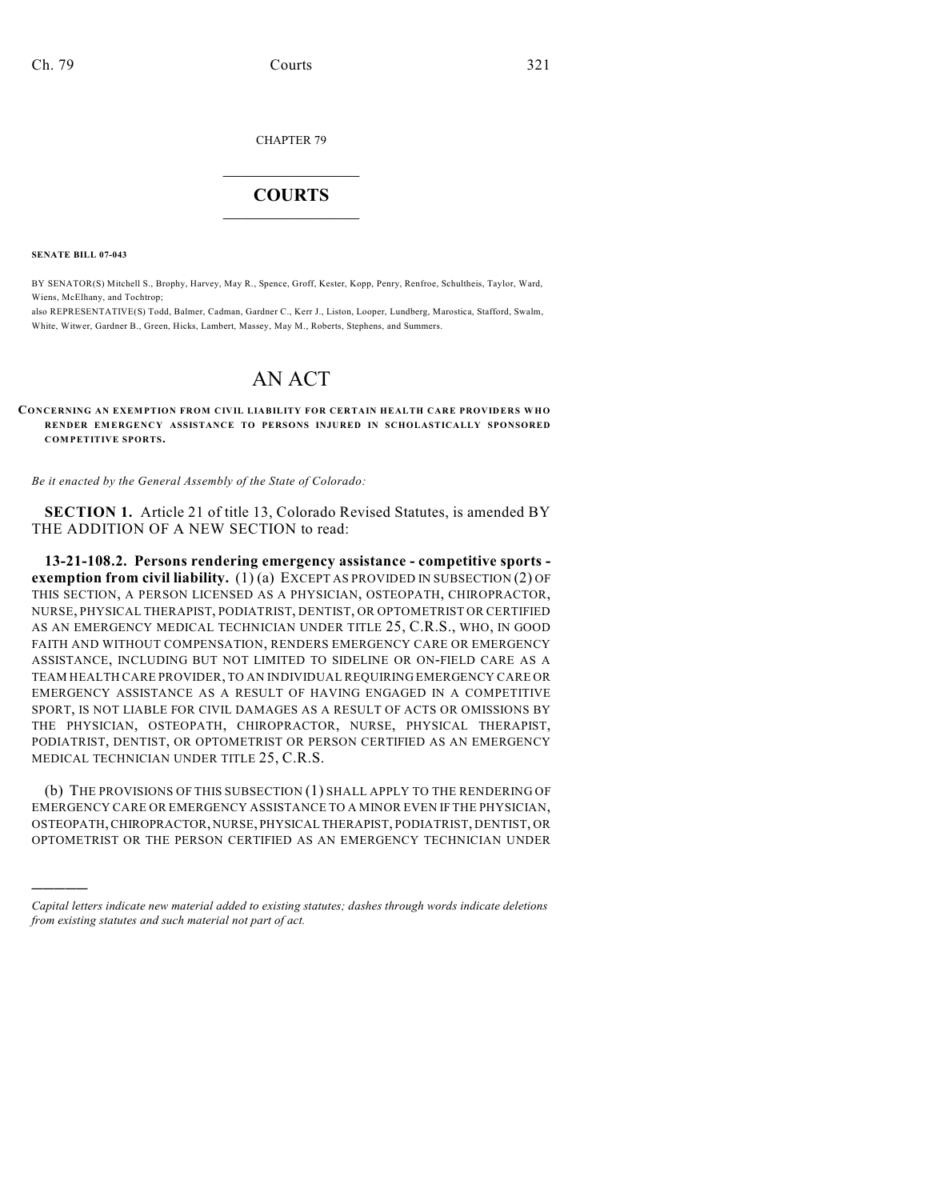CHAPTER 79

# COURTS

**SENATE BILL 07-043**

BY SENATOR(S) Mitchell S., Brophy, Harvey, May R., Spence, Groff, Kester, Kopp, Penry, Renfroe, Schultheis, Taylor, Ward, Wiens, McElhany, and Tochtrop;

also REPRESENTATIVE(S) Todd, Balmer, Cadman, Gardner C., Kerr J., Liston, Looper, Lundberg, Marostica, Stafford, Swalm, White, Witwer, Gardner B., Green, Hicks, Lambert, Massey, May M., Roberts, Stephens, and Summers.

# AN ACT

**CONCERNING AN EXEMPTION FROM CIVIL LIABILITY FOR CERTAIN HEALTH CARE PROVIDERS WHO RENDER EMERGENCY ASSISTANCE TO PERSONS INJURED IN SCHOLASTICALLY SPONSORED COMPETITIVE SPORTS.**

*Be it enacted by the General Assembly of the State of Colorado:*

**SECTION 1.** Article 21 of title 13, Colorado Revised Statutes, is amended BY THE ADDITION OF A NEW SECTION to read:

**13-21-108.2. Persons rendering emergency assistance - competitive sports - exemption from civil liability.** (1) (a) EXCEPT AS PROVIDED IN SUBSECTION (2) OF THIS SECTION, A PERSON LICENSED AS A PHYSICIAN, OSTEOPATH, CHIROPRACTOR, NURSE, PHYSICAL THERAPIST, PODIATRIST, DENTIST, OR OPTOMETRIST OR CERTIFIED AS AN EMERGENCY MEDICAL TECHNICIAN UNDER TITLE 25, C.R.S., WHO, IN GOOD FAITH AND WITHOUT COMPENSATION, RENDERS EMERGENCY CARE OR EMERGENCY ASSISTANCE, INCLUDING BUT NOT LIMITED TO SIDELINE OR ON-FIELD CARE AS A TEAM HEALTH CARE PROVIDER, TO AN INDIVIDUAL REQUIRING EMERGENCY CARE OR EMERGENCY ASSISTANCE AS A RESULT OF HAVING ENGAGED IN A COMPETITIVE SPORT, IS NOT LIABLE FOR CIVIL DAMAGES AS A RESULT OF ACTS OR OMISSIONS BY THE PHYSICIAN, OSTEOPATH, CHIROPRACTOR, NURSE, PHYSICAL THERAPIST, PODIATRIST, DENTIST, OR OPTOMETRIST OR PERSON CERTIFIED AS AN EMERGENCY MEDICAL TECHNICIAN UNDER TITLE 25, C.R.S.

(b) THE PROVISIONS OF THIS SUBSECTION (1) SHALL APPLY TO THE RENDERING OF EMERGENCY CARE OR EMERGENCY ASSISTANCE TO A MINOR EVEN IF THE PHYSICIAN, OSTEOPATH, CHIROPRACTOR, NURSE, PHYSICAL THERAPIST, PODIATRIST, DENTIST, OR OPTOMETRIST OR THE PERSON CERTIFIED AS AN EMERGENCY TECHNICIAN UNDER

---

*Capital letters indicate new material added to existing statutes; dashes through words indicate deletions from existing statutes and such material not part of act.*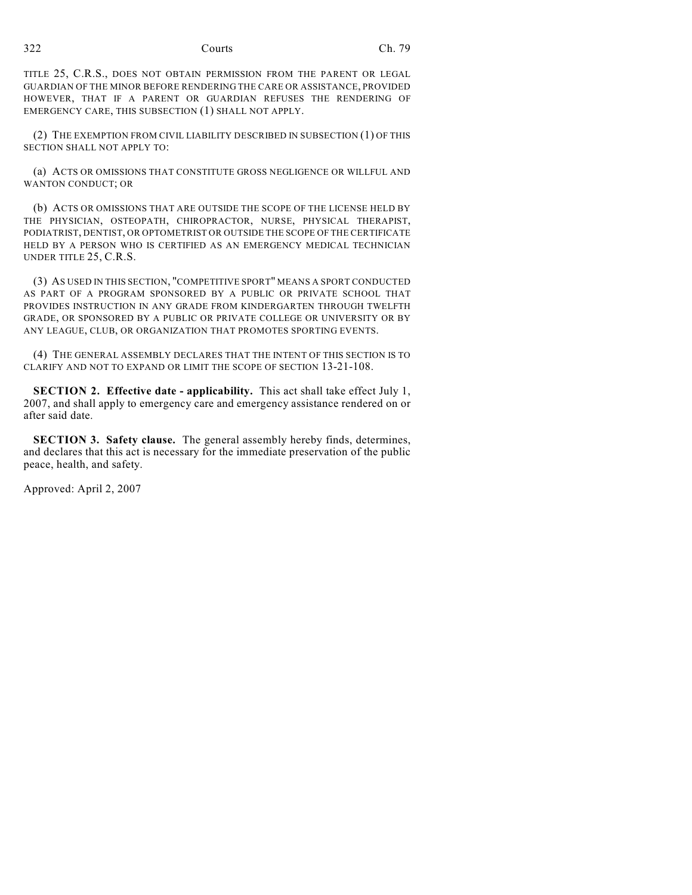TITLE 25, C.R.S., DOES NOT OBTAIN PERMISSION FROM THE PARENT OR LEGAL GUARDIAN OF THE MINOR BEFORE RENDERING THE CARE OR ASSISTANCE, PROVIDED HOWEVER, THAT IF A PARENT OR GUARDIAN REFUSES THE RENDERING OF EMERGENCY CARE, THIS SUBSECTION (1) SHALL NOT APPLY.

(2) THE EXEMPTION FROM CIVIL LIABILITY DESCRIBED IN SUBSECTION (1) OF THIS SECTION SHALL NOT APPLY TO:

(a) ACTS OR OMISSIONS THAT CONSTITUTE GROSS NEGLIGENCE OR WILLFUL AND WANTON CONDUCT; OR

(b) ACTS OR OMISSIONS THAT ARE OUTSIDE THE SCOPE OF THE LICENSE HELD BY THE PHYSICIAN, OSTEOPATH, CHIROPRACTOR, NURSE, PHYSICAL THERAPIST, PODIATRIST, DENTIST, OR OPTOMETRIST OR OUTSIDE THE SCOPE OF THE CERTIFICATE HELD BY A PERSON WHO IS CERTIFIED AS AN EMERGENCY MEDICAL TECHNICIAN UNDER TITLE 25, C.R.S.

(3) AS USED IN THIS SECTION, "COMPETITIVE SPORT" MEANS A SPORT CONDUCTED AS PART OF A PROGRAM SPONSORED BY A PUBLIC OR PRIVATE SCHOOL THAT PROVIDES INSTRUCTION IN ANY GRADE FROM KINDERGARTEN THROUGH TWELFTH GRADE, OR SPONSORED BY A PUBLIC OR PRIVATE COLLEGE OR UNIVERSITY OR BY ANY LEAGUE, CLUB, OR ORGANIZATION THAT PROMOTES SPORTING EVENTS.

(4) THE GENERAL ASSEMBLY DECLARES THAT THE INTENT OF THIS SECTION IS TO CLARIFY AND NOT TO EXPAND OR LIMIT THE SCOPE OF SECTION 13-21-108.

**SECTION 2. Effective date - applicability.** This act shall take effect July 1, 2007, and shall apply to emergency care and emergency assistance rendered on or after said date.

**SECTION 3. Safety clause.** The general assembly hereby finds, determines, and declares that this act is necessary for the immediate preservation of the public peace, health, and safety.

Approved: April 2, 2007